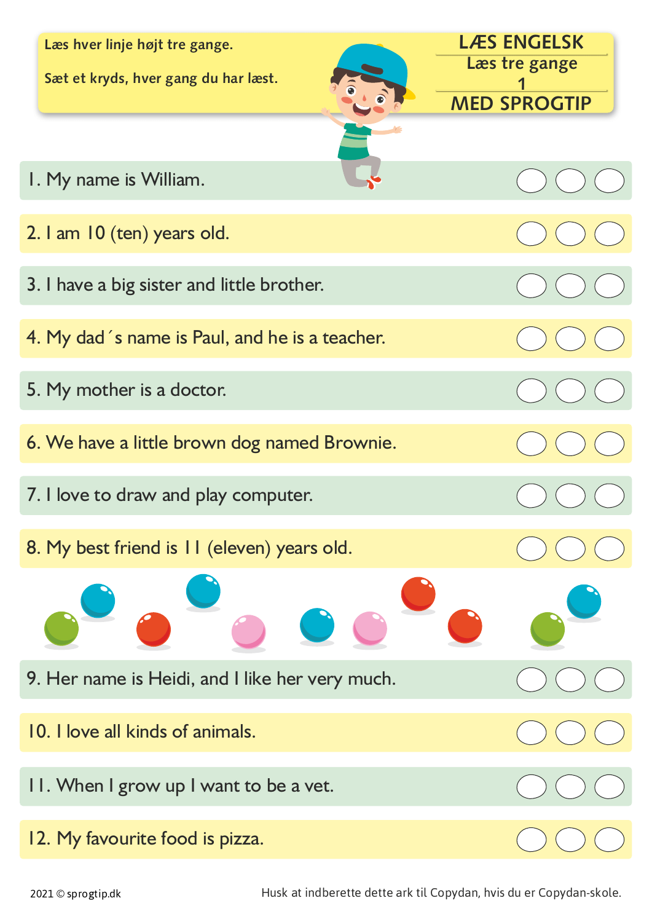Læs hver linje højt tre gange.

Sæt et kryds, hver gang du har læst.

# LÆS ENGELSK

Læs tre gange

1

MED SPROGTIP

1. My name is William.
2. I am 10 (ten) years old.
3. I have a big sister and little brother.
4. My dad´s name is Paul, and he is a teacher.
5. My mother is a doctor.
6. We have a little brown dog named Brownie.
7. I love to draw and play computer.
8. My best friend is 11 (eleven) years old.
9. Her name is Heidi, and I like her very much.
10. I love all kinds of animals.
11. When I grow up I want to be a vet.
12. My favourite food is pizza.

2021 © sprogtip.dk

Husk at indberette dette ark til Copydan, hvis du er Copydan-skole.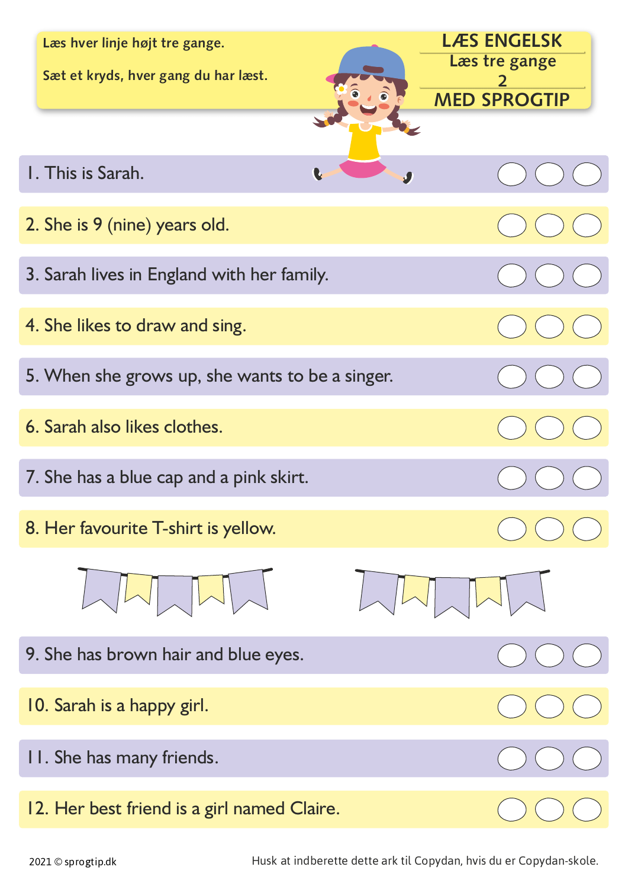Læs hver linje højt tre gange.

Sæt et kryds, hver gang du har læst.

**LÆS ENGELSK**
Læs tre gange
2
**MED SPROGTIP**

| | |
|---|---|
| 1. This is Sarah. | ◯ ◯ ◯ |
| 2. She is 9 (nine) years old. | ◯ ◯ ◯ |
| 3. Sarah lives in England with her family. | ◯ ◯ ◯ |
| 4. She likes to draw and sing. | ◯ ◯ ◯ |
| 5. When she grows up, she wants to be a singer. | ◯ ◯ ◯ |
| 6. Sarah also likes clothes. | ◯ ◯ ◯ |
| 7. She has a blue cap and a pink skirt. | ◯ ◯ ◯ |
| 8. Her favourite T-shirt is yellow. | ◯ ◯ ◯ |
| 9. She has brown hair and blue eyes. | ◯ ◯ ◯ |
| 10. Sarah is a happy girl. | ◯ ◯ ◯ |
| 11. She has many friends. | ◯ ◯ ◯ |
| 12. Her best friend is a girl named Claire. | ◯ ◯ ◯ |

2021 © sprogtip.dk

Husk at indberette dette ark til Copydan, hvis du er Copydan-skole.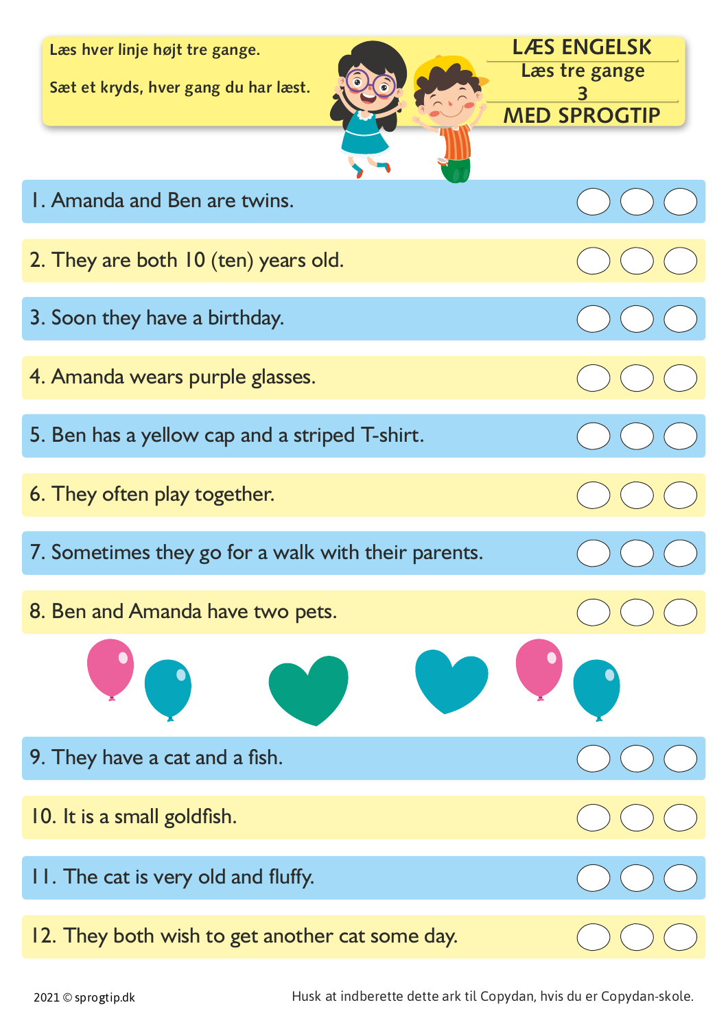Læs hver linje højt tre gange.

Sæt et kryds, hver gang du har læst.

# LÆS ENGELSK

## Læs tre gange 3

## MED SPROGTIP

1. Amanda and Ben are twins.
2. They are both 10 (ten) years old.
3. Soon they have a birthday.
4. Amanda wears purple glasses.
5. Ben has a yellow cap and a striped T-shirt.
6. They often play together.
7. Sometimes they go for a walk with their parents.
8. Ben and Amanda have two pets.
9. They have a cat and a fish.
10. It is a small goldfish.
11. The cat is very old and fluffy.
12. They both wish to get another cat some day.

2021 © sprogtip.dk

Husk at indberette dette ark til Copydan, hvis du er Copydan-skole.